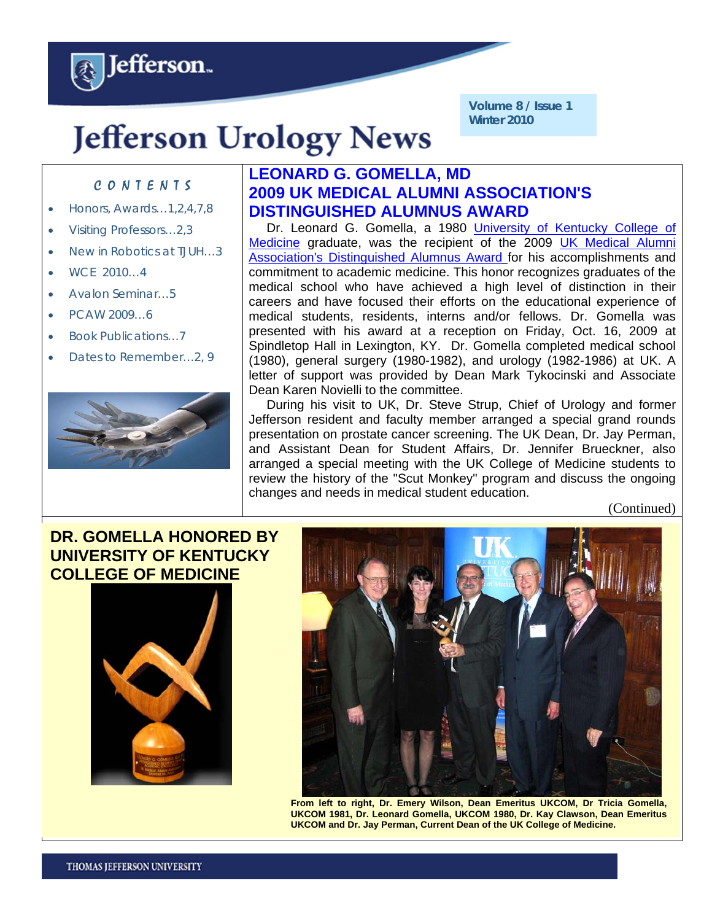# Jefferson Urology News

Volume 8 / Issue 1
Winter 2010

## CONTENTS

- Honors, Awards…1,2,4,7,8
- Visiting Professors…2,3
- New in Robotics at TJUH…3
- WCE 2010…4
- Avalon Seminar…5
- PCAW 2009…6
- Book Publications…7
- Dates to Remember…2, 9

## LEONARD G. GOMELLA, MD 2009 UK MEDICAL ALUMNI ASSOCIATION'S DISTINGUISHED ALUMNUS AWARD

Dr. Leonard G. Gomella, a 1980 University of Kentucky College of Medicine graduate, was the recipient of the 2009 UK Medical Alumni Association's Distinguished Alumnus Award for his accomplishments and commitment to academic medicine. This honor recognizes graduates of the medical school who have achieved a high level of distinction in their careers and have focused their efforts on the educational experience of medical students, residents, interns and/or fellows. Dr. Gomella was presented with his award at a reception on Friday, Oct. 16, 2009 at Spindletop Hall in Lexington, KY. Dr. Gomella completed medical school (1980), general surgery (1980-1982), and urology (1982-1986) at UK. A letter of support was provided by Dean Mark Tykocinski and Associate Dean Karen Novielli to the committee.

During his visit to UK, Dr. Steve Strup, Chief of Urology and former Jefferson resident and faculty member arranged a special grand rounds presentation on prostate cancer screening. The UK Dean, Dr. Jay Perman, and Assistant Dean for Student Affairs, Dr. Jennifer Brueckner, also arranged a special meeting with the UK College of Medicine students to review the history of the "Scut Monkey" program and discuss the ongoing changes and needs in medical student education.

(Continued)

## DR. GOMELLA HONORED BY UNIVERSITY OF KENTUCKY COLLEGE OF MEDICINE

**From left to right, Dr. Emery Wilson, Dean Emeritus UKCOM, Dr Tricia Gomella, UKCOM 1981, Dr. Leonard Gomella, UKCOM 1980, Dr. Kay Clawson, Dean Emeritus UKCOM and Dr. Jay Perman, Current Dean of the UK College of Medicine.**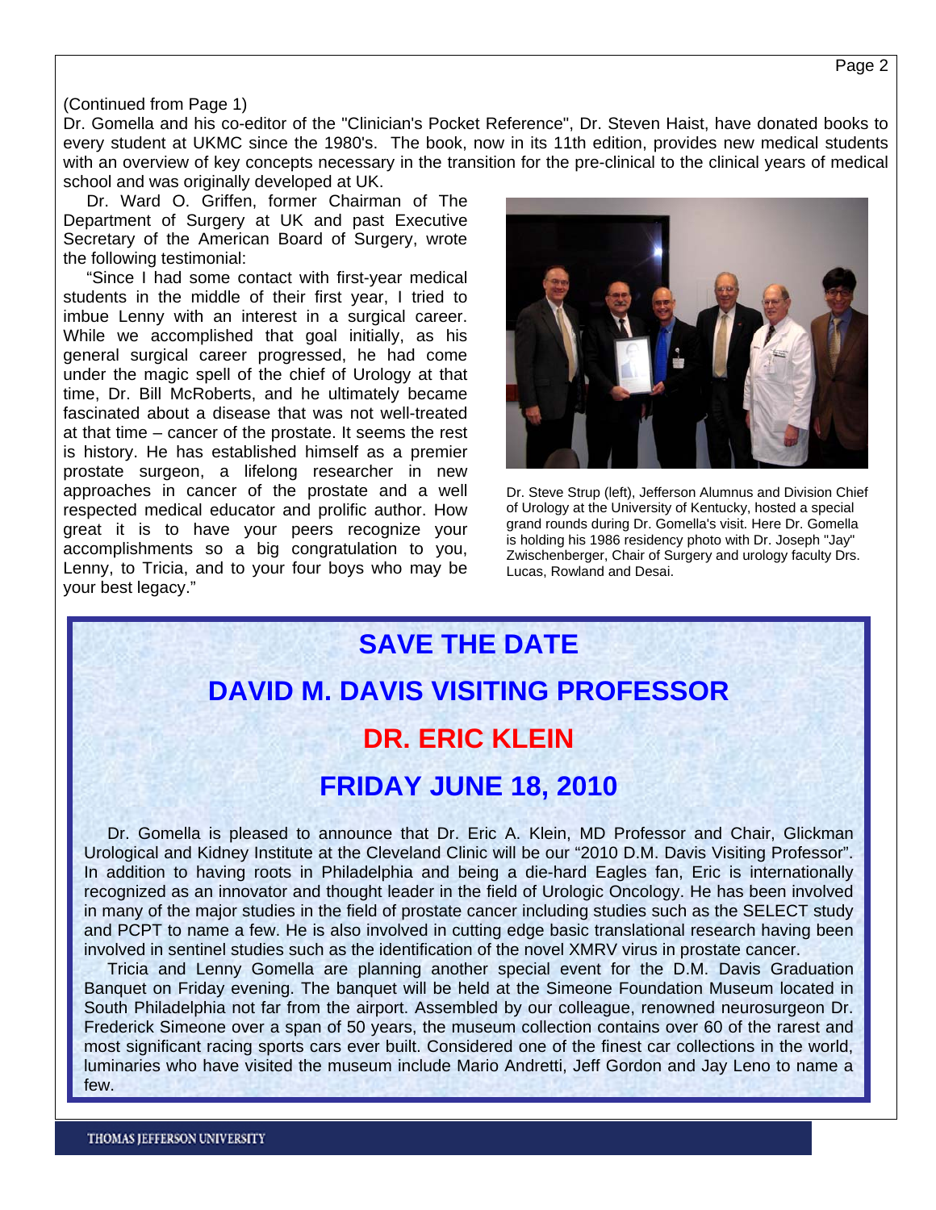(Continued from Page 1)

Dr. Gomella and his co-editor of the "Clinician's Pocket Reference", Dr. Steven Haist, have donated books to every student at UKMC since the 1980's. The book, now in its 11th edition, provides new medical students with an overview of key concepts necessary in the transition for the pre-clinical to the clinical years of medical school and was originally developed at UK.

Dr. Ward O. Griffen, former Chairman of The Department of Surgery at UK and past Executive Secretary of the American Board of Surgery, wrote the following testimonial:

"Since I had some contact with first-year medical students in the middle of their first year, I tried to imbue Lenny with an interest in a surgical career. While we accomplished that goal initially, as his general surgical career progressed, he had come under the magic spell of the chief of Urology at that time, Dr. Bill McRoberts, and he ultimately became fascinated about a disease that was not well-treated at that time – cancer of the prostate. It seems the rest is history. He has established himself as a premier prostate surgeon, a lifelong researcher in new approaches in cancer of the prostate and a well respected medical educator and prolific author. How great it is to have your peers recognize your accomplishments so a big congratulation to you, Lenny, to Tricia, and to your four boys who may be your best legacy."

Dr. Steve Strup (left), Jefferson Alumnus and Division Chief of Urology at the University of Kentucky, hosted a special grand rounds during Dr. Gomella's visit. Here Dr. Gomella is holding his 1986 residency photo with Dr. Joseph "Jay" Zwischenberger, Chair of Surgery and urology faculty Drs. Lucas, Rowland and Desai.

## SAVE THE DATE

## DAVID M. DAVIS VISITING PROFESSOR

## DR. ERIC KLEIN

## FRIDAY JUNE 18, 2010

Dr. Gomella is pleased to announce that Dr. Eric A. Klein, MD Professor and Chair, Glickman Urological and Kidney Institute at the Cleveland Clinic will be our "2010 D.M. Davis Visiting Professor". In addition to having roots in Philadelphia and being a die-hard Eagles fan, Eric is internationally recognized as an innovator and thought leader in the field of Urologic Oncology. He has been involved in many of the major studies in the field of prostate cancer including studies such as the SELECT study and PCPT to name a few. He is also involved in cutting edge basic translational research having been involved in sentinel studies such as the identification of the novel XMRV virus in prostate cancer.

Tricia and Lenny Gomella are planning another special event for the D.M. Davis Graduation Banquet on Friday evening. The banquet will be held at the Simeone Foundation Museum located in South Philadelphia not far from the airport. Assembled by our colleague, renowned neurosurgeon Dr. Frederick Simeone over a span of 50 years, the museum collection contains over 60 of the rarest and most significant racing sports cars ever built. Considered one of the finest car collections in the world, luminaries who have visited the museum include Mario Andretti, Jeff Gordon and Jay Leno to name a few.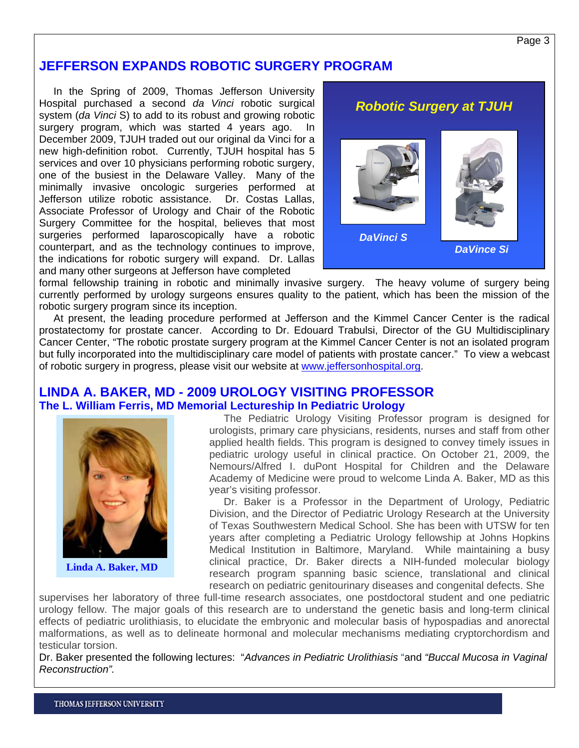## JEFFERSON EXPANDS ROBOTIC SURGERY PROGRAM

In the Spring of 2009, Thomas Jefferson University Hospital purchased a second *da Vinci* robotic surgical system (*da Vinci* S) to add to its robust and growing robotic surgery program, which was started 4 years ago. In December 2009, TJUH traded out our original da Vinci for a new high-definition robot. Currently, TJUH hospital has 5 services and over 10 physicians performing robotic surgery, one of the busiest in the Delaware Valley. Many of the minimally invasive oncologic surgeries performed at Jefferson utilize robotic assistance. Dr. Costas Lallas, Associate Professor of Urology and Chair of the Robotic Surgery Committee for the hospital, believes that most surgeries performed laparoscopically have a robotic counterpart, and as the technology continues to improve, the indications for robotic surgery will expand. Dr. Lallas and many other surgeons at Jefferson have completed formal fellowship training in robotic and minimally invasive surgery. The heavy volume of surgery being currently performed by urology surgeons ensures quality to the patient, which has been the mission of the robotic surgery program since its inception.

***Robotic Surgery at TJUH***

*DaVinci S*

*DaVince Si*

At present, the leading procedure performed at Jefferson and the Kimmel Cancer Center is the radical prostatectomy for prostate cancer. According to Dr. Edouard Trabulsi, Director of the GU Multidisciplinary Cancer Center, "The robotic prostate surgery program at the Kimmel Cancer Center is not an isolated program but fully incorporated into the multidisciplinary care model of patients with prostate cancer." To view a webcast of robotic surgery in progress, please visit our website at www.jeffersonhospital.org.

## LINDA A. BAKER, MD - 2009 UROLOGY VISITING PROFESSOR

### The L. William Ferris, MD Memorial Lectureship In Pediatric Urology

**Linda A. Baker, MD**

The Pediatric Urology Visiting Professor program is designed for urologists, primary care physicians, residents, nurses and staff from other applied health fields. This program is designed to convey timely issues in pediatric urology useful in clinical practice. On October 21, 2009, the Nemours/Alfred I. duPont Hospital for Children and the Delaware Academy of Medicine were proud to welcome Linda A. Baker, MD as this year's visiting professor.

Dr. Baker is a Professor in the Department of Urology, Pediatric Division, and the Director of Pediatric Urology Research at the University of Texas Southwestern Medical School. She has been with UTSW for ten years after completing a Pediatric Urology fellowship at Johns Hopkins Medical Institution in Baltimore, Maryland. While maintaining a busy clinical practice, Dr. Baker directs a NIH-funded molecular biology research program spanning basic science, translational and clinical research on pediatric genitourinary diseases and congenital defects. She supervises her laboratory of three full-time research associates, one postdoctoral student and one pediatric urology fellow. The major goals of this research are to understand the genetic basis and long-term clinical effects of pediatric urolithiasis, to elucidate the embryonic and molecular basis of hypospadias and anorectal malformations, as well as to delineate hormonal and molecular mechanisms mediating cryptorchordism and testicular torsion.

Dr. Baker presented the following lectures: "*Advances in Pediatric Urolithiasis* "and *"Buccal Mucosa in Vaginal Reconstruction".*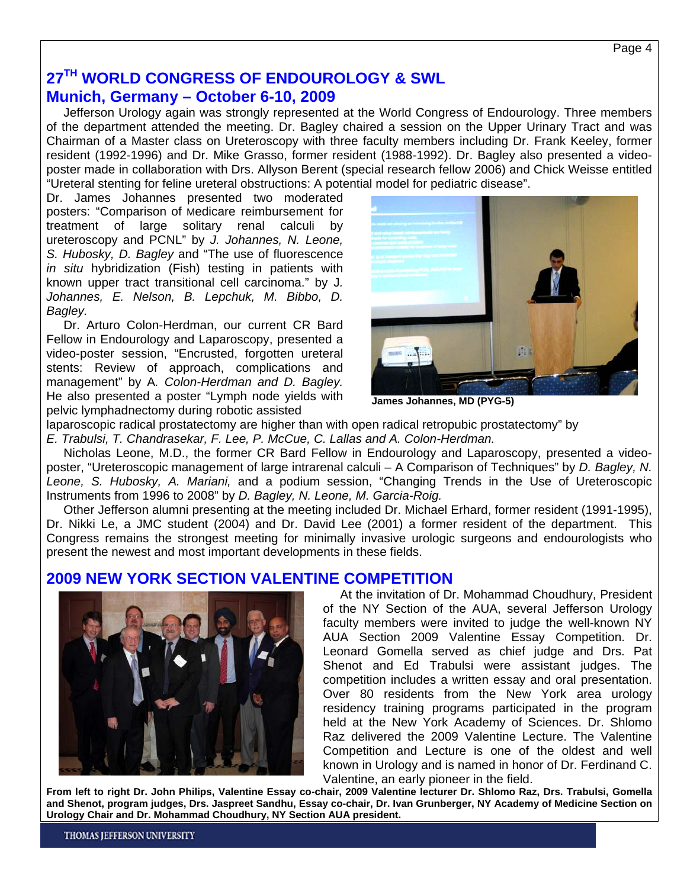## 27[TH] WORLD CONGRESS OF ENDOUROLOGY & SWL
## Munich, Germany – October 6-10, 2009

Jefferson Urology again was strongly represented at the World Congress of Endourology. Three members of the department attended the meeting. Dr. Bagley chaired a session on the Upper Urinary Tract and was Chairman of a Master class on Ureteroscopy with three faculty members including Dr. Frank Keeley, former resident (1992-1996) and Dr. Mike Grasso, former resident (1988-1992). Dr. Bagley also presented a video-poster made in collaboration with Drs. Allyson Berent (special research fellow 2006) and Chick Weisse entitled "Ureteral stenting for feline ureteral obstructions: A potential model for pediatric disease".

Dr. James Johannes presented two moderated posters: "Comparison of Medicare reimbursement for treatment of large solitary renal calculi by ureteroscopy and PCNL" by *J. Johannes, N. Leone, S. Hubosky, D. Bagley* and "The use of fluorescence *in situ* hybridization (Fish) testing in patients with known upper tract transitional cell carcinoma." by J*. Johannes, E. Nelson, B. Lepchuk, M. Bibbo, D. Bagley.*

**James Johannes, MD (PYG-5)**

Dr. Arturo Colon-Herdman, our current CR Bard Fellow in Endourology and Laparoscopy, presented a video-poster session, "Encrusted, forgotten ureteral stents: Review of approach, complications and management" by A*. Colon-Herdman and D. Bagley.* He also presented a poster "Lymph node yields with pelvic lymphadnectomy during robotic assisted laparoscopic radical prostatectomy are higher than with open radical retropubic prostatectomy" by *E. Trabulsi, T. Chandrasekar, F. Lee, P. McCue, C. Lallas and A. Colon-Herdman.*

Nicholas Leone, M.D., the former CR Bard Fellow in Endourology and Laparoscopy, presented a video-poster, "Ureteroscopic management of large intrarenal calculi – A Comparison of Techniques" by *D. Bagley, N. Leone, S. Hubosky, A. Mariani,* and a podium session, "Changing Trends in the Use of Ureteroscopic Instruments from 1996 to 2008" by *D. Bagley, N. Leone, M. Garcia-Roig.*

Other Jefferson alumni presenting at the meeting included Dr. Michael Erhard, former resident (1991-1995), Dr. Nikki Le, a JMC student (2004) and Dr. David Lee (2001) a former resident of the department. This Congress remains the strongest meeting for minimally invasive urologic surgeons and endourologists who present the newest and most important developments in these fields.

## 2009 NEW YORK SECTION VALENTINE COMPETITION

At the invitation of Dr. Mohammad Choudhury, President of the NY Section of the AUA, several Jefferson Urology faculty members were invited to judge the well-known NY AUA Section 2009 Valentine Essay Competition. Dr. Leonard Gomella served as chief judge and Drs. Pat Shenot and Ed Trabulsi were assistant judges. The competition includes a written essay and oral presentation. Over 80 residents from the New York area urology residency training programs participated in the program held at the New York Academy of Sciences. Dr. Shlomo Raz delivered the 2009 Valentine Lecture. The Valentine Competition and Lecture is one of the oldest and well known in Urology and is named in honor of Dr. Ferdinand C. Valentine, an early pioneer in the field.

**From left to right Dr. John Philips, Valentine Essay co-chair, 2009 Valentine lecturer Dr. Shlomo Raz, Drs. Trabulsi, Gomella and Shenot, program judges, Drs. Jaspreet Sandhu, Essay co-chair, Dr. Ivan Grunberger, NY Academy of Medicine Section on Urology Chair and Dr. Mohammad Choudhury, NY Section AUA president.**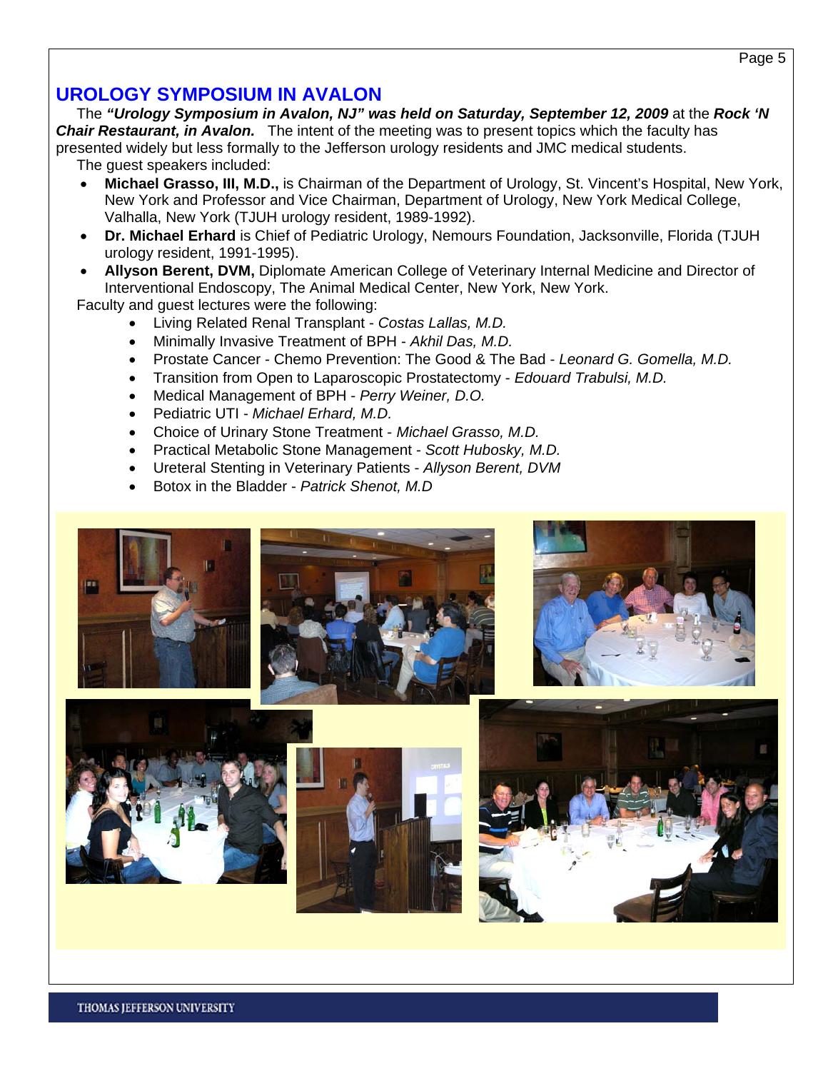## UROLOGY SYMPOSIUM IN AVALON

The ***"Urology Symposium in Avalon, NJ" was held on Saturday, September 12, 2009*** at the ***Rock 'N Chair Restaurant, in Avalon.*** The intent of the meeting was to present topics which the faculty has presented widely but less formally to the Jefferson urology residents and JMC medical students.

The guest speakers included:

- **Michael Grasso, III, M.D.,** is Chairman of the Department of Urology, St. Vincent's Hospital, New York, New York and Professor and Vice Chairman, Department of Urology, New York Medical College, Valhalla, New York (TJUH urology resident, 1989-1992).
- **Dr. Michael Erhard** is Chief of Pediatric Urology, Nemours Foundation, Jacksonville, Florida (TJUH urology resident, 1991-1995).
- **Allyson Berent, DVM,** Diplomate American College of Veterinary Internal Medicine and Director of Interventional Endoscopy, The Animal Medical Center, New York, New York.

Faculty and guest lectures were the following:

- Living Related Renal Transplant - *Costas Lallas, M.D.*
- Minimally Invasive Treatment of BPH - *Akhil Das, M.D.*
- Prostate Cancer - Chemo Prevention: The Good & The Bad - *Leonard G. Gomella, M.D.*
- Transition from Open to Laparoscopic Prostatectomy - *Edouard Trabulsi, M.D.*
- Medical Management of BPH - *Perry Weiner, D.O.*
- Pediatric UTI - *Michael Erhard, M.D.*
- Choice of Urinary Stone Treatment - *Michael Grasso, M.D.*
- Practical Metabolic Stone Management - *Scott Hubosky, M.D.*
- Ureteral Stenting in Veterinary Patients - *Allyson Berent, DVM*
- Botox in the Bladder - *Patrick Shenot, M.D*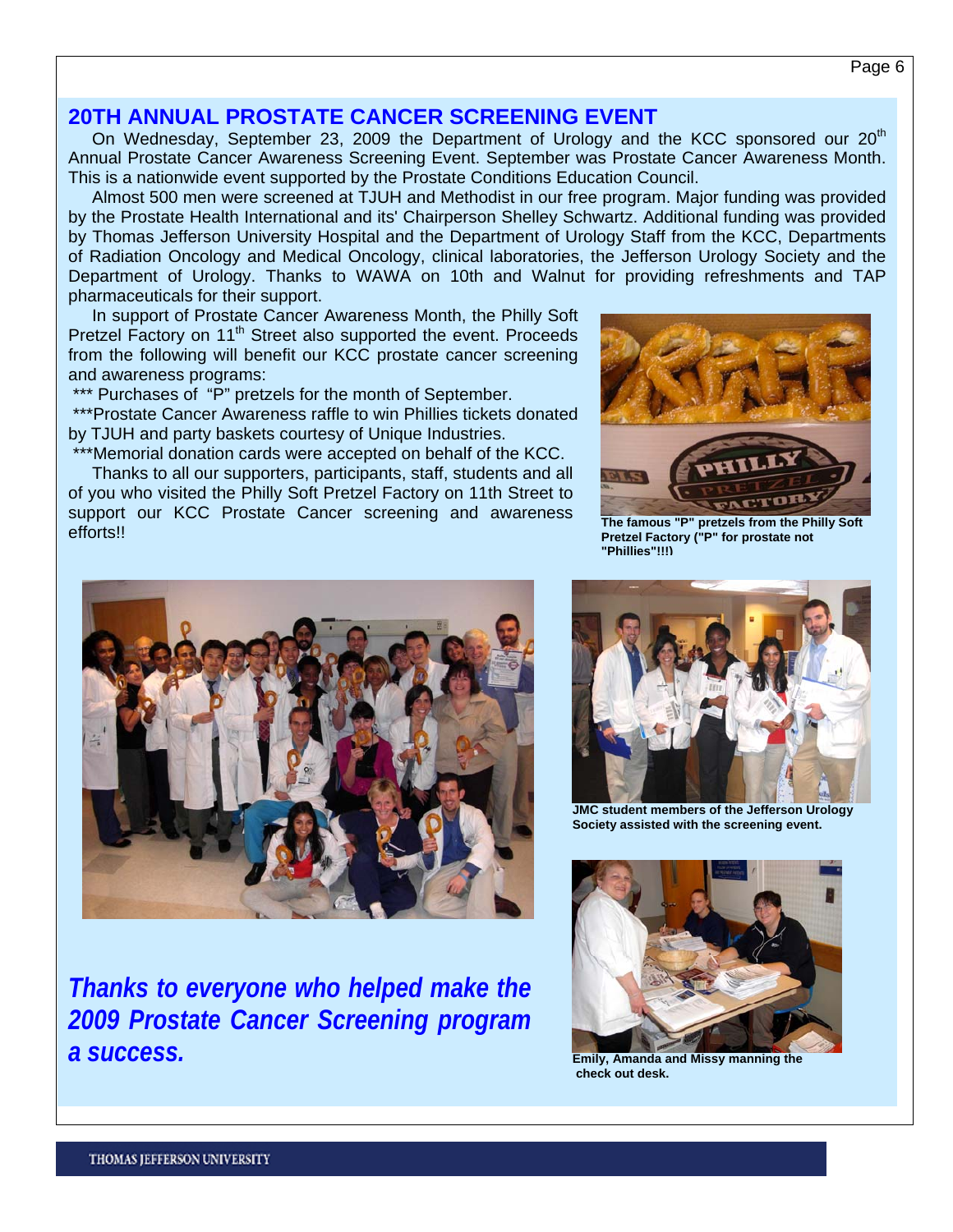## 20TH ANNUAL PROSTATE CANCER SCREENING EVENT

On Wednesday, September 23, 2009 the Department of Urology and the KCC sponsored our 20th Annual Prostate Cancer Awareness Screening Event. September was Prostate Cancer Awareness Month. This is a nationwide event supported by the Prostate Conditions Education Council.

Almost 500 men were screened at TJUH and Methodist in our free program. Major funding was provided by the Prostate Health International and its' Chairperson Shelley Schwartz. Additional funding was provided by Thomas Jefferson University Hospital and the Department of Urology Staff from the KCC, Departments of Radiation Oncology and Medical Oncology, clinical laboratories, the Jefferson Urology Society and the Department of Urology. Thanks to WAWA on 10th and Walnut for providing refreshments and TAP pharmaceuticals for their support.

In support of Prostate Cancer Awareness Month, the Philly Soft Pretzel Factory on 11th Street also supported the event. Proceeds from the following will benefit our KCC prostate cancer screening and awareness programs:

*** Purchases of "P" pretzels for the month of September.

***Prostate Cancer Awareness raffle to win Phillies tickets donated by TJUH and party baskets courtesy of Unique Industries.

***Memorial donation cards were accepted on behalf of the KCC.

Thanks to all our supporters, participants, staff, students and all of you who visited the Philly Soft Pretzel Factory on 11th Street to support our KCC Prostate Cancer screening and awareness efforts!!

**The famous "P" pretzels from the Philly Soft Pretzel Factory ("P" for prostate not "Phillies"!!!)**

**JMC student members of the Jefferson Urology Society assisted with the screening event.**

***Thanks to everyone who helped make the 2009 Prostate Cancer Screening program a success.***

**Emily, Amanda and Missy manning the check out desk.**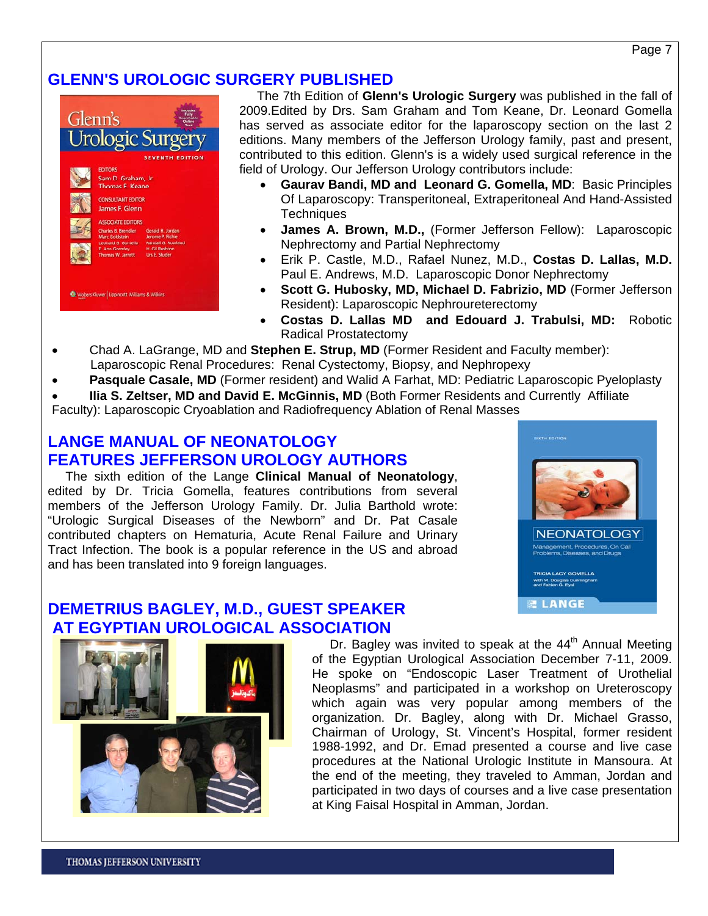## GLENN'S UROLOGIC SURGERY PUBLISHED

The 7th Edition of **Glenn's Urologic Surgery** was published in the fall of 2009.Edited by Drs. Sam Graham and Tom Keane, Dr. Leonard Gomella has served as associate editor for the laparoscopy section on the last 2 editions. Many members of the Jefferson Urology family, past and present, contributed to this edition. Glenn's is a widely used surgical reference in the field of Urology. Our Jefferson Urology contributors include:

- **Gaurav Bandi, MD and Leonard G. Gomella, MD**: Basic Principles Of Laparoscopy: Transperitoneal, Extraperitoneal And Hand-Assisted Techniques
- **James A. Brown, M.D.,** (Former Jefferson Fellow): Laparoscopic Nephrectomy and Partial Nephrectomy
- Erik P. Castle, M.D., Rafael Nunez, M.D., **Costas D. Lallas, M.D.** Paul E. Andrews, M.D. Laparoscopic Donor Nephrectomy
- **Scott G. Hubosky, MD, Michael D. Fabrizio, MD** (Former Jefferson Resident): Laparoscopic Nephroureterectomy
- **Costas D. Lallas MD and Edouard J. Trabulsi, MD:** Robotic Radical Prostatectomy
- Chad A. LaGrange, MD and **Stephen E. Strup, MD** (Former Resident and Faculty member): Laparoscopic Renal Procedures: Renal Cystectomy, Biopsy, and Nephropexy
- **Pasquale Casale, MD** (Former resident) and Walid A Farhat, MD: Pediatric Laparoscopic Pyeloplasty
- **Ilia S. Zeltser, MD and David E. McGinnis, MD** (Both Former Residents and Currently Affiliate Faculty): Laparoscopic Cryoablation and Radiofrequency Ablation of Renal Masses

## LANGE MANUAL OF NEONATOLOGY FEATURES JEFFERSON UROLOGY AUTHORS

The sixth edition of the Lange **Clinical Manual of Neonatology**, edited by Dr. Tricia Gomella, features contributions from several members of the Jefferson Urology Family. Dr. Julia Barthold wrote: “Urologic Surgical Diseases of the Newborn” and Dr. Pat Casale contributed chapters on Hematuria, Acute Renal Failure and Urinary Tract Infection. The book is a popular reference in the US and abroad and has been translated into 9 foreign languages.

## DEMETRIUS BAGLEY, M.D., GUEST SPEAKER AT EGYPTIAN UROLOGICAL ASSOCIATION

Dr. Bagley was invited to speak at the 44th Annual Meeting of the Egyptian Urological Association December 7-11, 2009. He spoke on “Endoscopic Laser Treatment of Urothelial Neoplasms” and participated in a workshop on Ureteroscopy which again was very popular among members of the organization. Dr. Bagley, along with Dr. Michael Grasso, Chairman of Urology, St. Vincent’s Hospital, former resident 1988-1992, and Dr. Emad presented a course and live case procedures at the National Urologic Institute in Mansoura. At the end of the meeting, they traveled to Amman, Jordan and participated in two days of courses and a live case presentation at King Faisal Hospital in Amman, Jordan.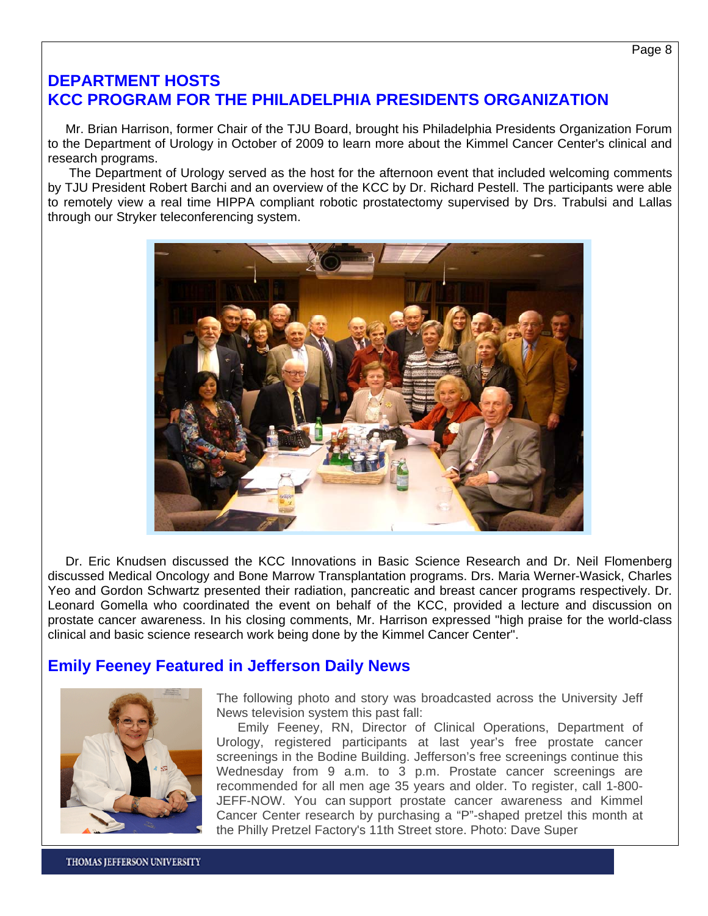## DEPARTMENT HOSTS
## KCC PROGRAM FOR THE PHILADELPHIA PRESIDENTS ORGANIZATION

Mr. Brian Harrison, former Chair of the TJU Board, brought his Philadelphia Presidents Organization Forum to the Department of Urology in October of 2009 to learn more about the Kimmel Cancer Center's clinical and research programs.

The Department of Urology served as the host for the afternoon event that included welcoming comments by TJU President Robert Barchi and an overview of the KCC by Dr. Richard Pestell. The participants were able to remotely view a real time HIPPA compliant robotic prostatectomy supervised by Drs. Trabulsi and Lallas through our Stryker teleconferencing system.

Dr. Eric Knudsen discussed the KCC Innovations in Basic Science Research and Dr. Neil Flomenberg discussed Medical Oncology and Bone Marrow Transplantation programs. Drs. Maria Werner-Wasick, Charles Yeo and Gordon Schwartz presented their radiation, pancreatic and breast cancer programs respectively. Dr. Leonard Gomella who coordinated the event on behalf of the KCC, provided a lecture and discussion on prostate cancer awareness. In his closing comments, Mr. Harrison expressed "high praise for the world-class clinical and basic science research work being done by the Kimmel Cancer Center".

## Emily Feeney Featured in Jefferson Daily News

The following photo and story was broadcasted across the University Jeff News television system this past fall:

Emily Feeney, RN, Director of Clinical Operations, Department of Urology, registered participants at last year's free prostate cancer screenings in the Bodine Building. Jefferson's free screenings continue this Wednesday from 9 a.m. to 3 p.m. Prostate cancer screenings are recommended for all men age 35 years and older. To register, call 1-800-JEFF-NOW. You can support prostate cancer awareness and Kimmel Cancer Center research by purchasing a "P"-shaped pretzel this month at the Philly Pretzel Factory's 11th Street store. Photo: Dave Super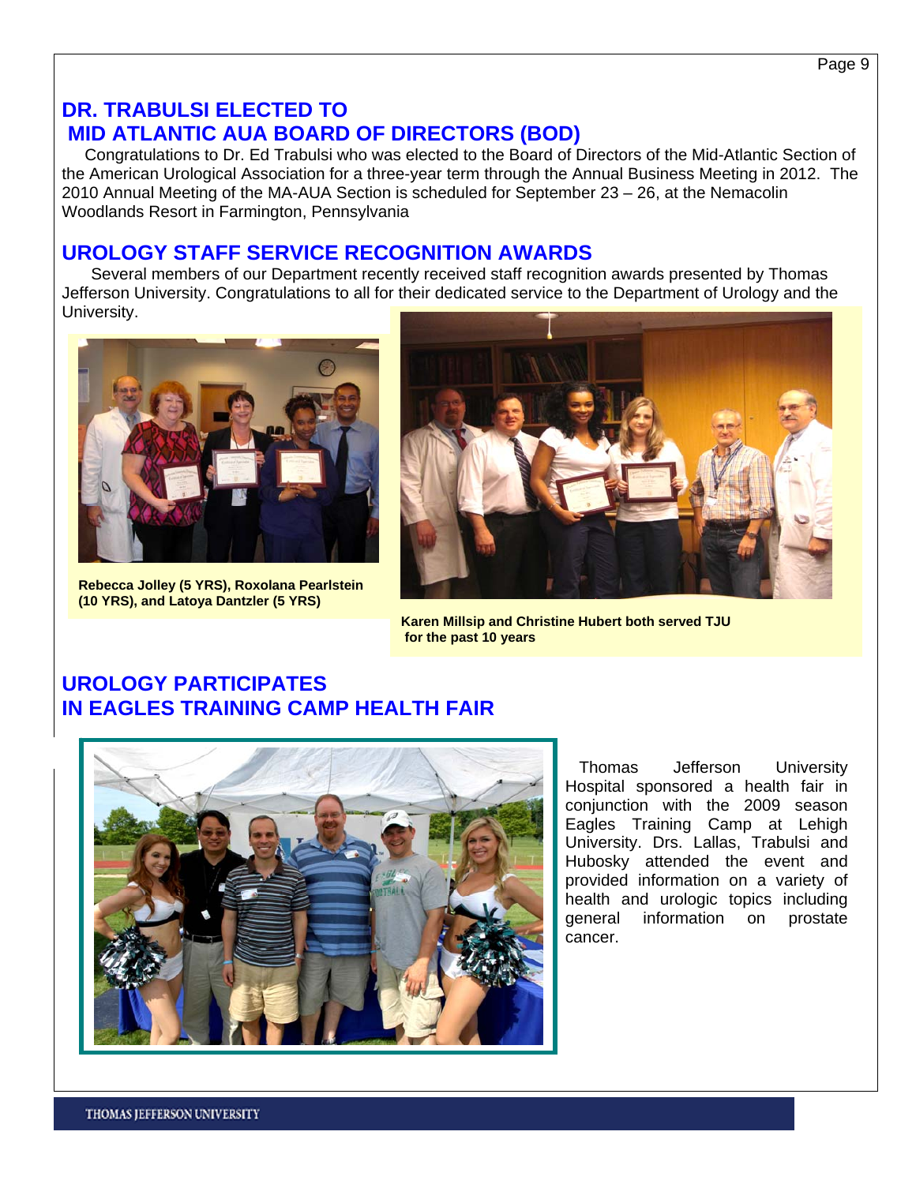## DR. TRABULSI ELECTED TO MID ATLANTIC AUA BOARD OF DIRECTORS (BOD)

Congratulations to Dr. Ed Trabulsi who was elected to the Board of Directors of the Mid-Atlantic Section of the American Urological Association for a three-year term through the Annual Business Meeting in 2012. The 2010 Annual Meeting of the MA-AUA Section is scheduled for September 23 – 26, at the Nemacolin Woodlands Resort in Farmington, Pennsylvania

## UROLOGY STAFF SERVICE RECOGNITION AWARDS

Several members of our Department recently received staff recognition awards presented by Thomas Jefferson University. Congratulations to all for their dedicated service to the Department of Urology and the University.

**Rebecca Jolley (5 YRS), Roxolana Pearlstein (10 YRS), and Latoya Dantzler (5 YRS)**

**Karen Millsip and Christine Hubert both served TJU for the past 10 years**

## UROLOGY PARTICIPATES IN EAGLES TRAINING CAMP HEALTH FAIR

Thomas Jefferson University Hospital sponsored a health fair in conjunction with the 2009 season Eagles Training Camp at Lehigh University. Drs. Lallas, Trabulsi and Hubosky attended the event and provided information on a variety of health and urologic topics including general information on prostate cancer.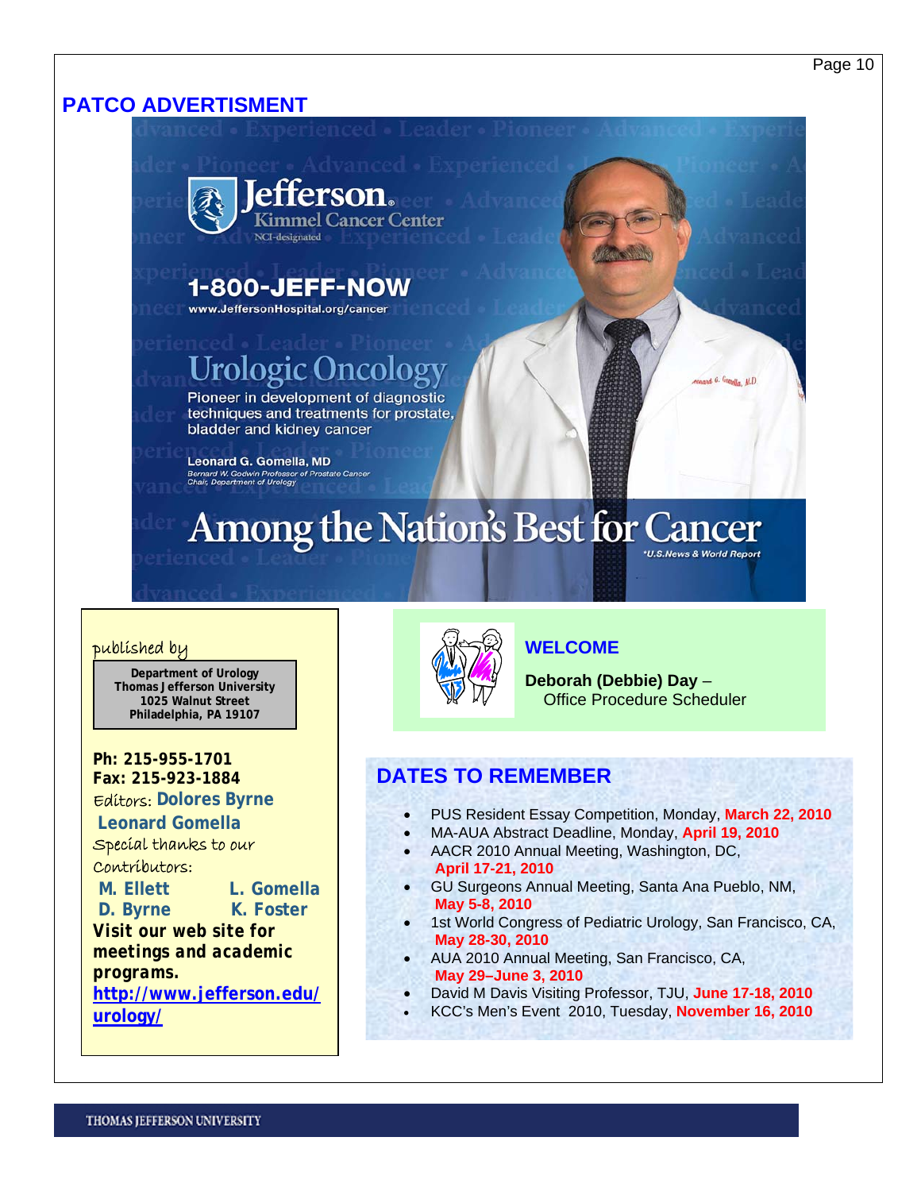## PATCO ADVERTISMENT

Jefferson. Kimmel Cancer Center
NCI-designated

1-800-JEFF-NOW
www.JeffersonHospital.org/cancer

Urologic Oncology

Pioneer in development of diagnostic techniques and treatments for prostate, bladder and kidney cancer

Leonard G. Gomella, MD
Bernard W. Godwin Professor of Prostate Cancer
Chair, Department of Urology

Among the Nation's Best for Cancer
*U.S.News & World Report

published by

**Department of Urology**
**Thomas Jefferson University**
**1025 Walnut Street**
**Philadelphia, PA 19107**

**Ph: 215-955-1701**
**Fax: 215-923-1884**

Editors: **Dolores Byrne**
**Leonard Gomella**

Special thanks to our Contributors:

**M. Ellett** **L. Gomella**
**D. Byrne** **K. Foster**

**Visit our web site for meetings and academic programs.**
**http://www.jefferson.edu/urology/**

### WELCOME

**Deborah (Debbie) Day** – Office Procedure Scheduler

## DATES TO REMEMBER

- PUS Resident Essay Competition, Monday, **March 22, 2010**
- MA-AUA Abstract Deadline, Monday, **April 19, 2010**
- AACR 2010 Annual Meeting, Washington, DC, **April 17-21, 2010**
- GU Surgeons Annual Meeting, Santa Ana Pueblo, NM, **May 5-8, 2010**
- 1st World Congress of Pediatric Urology, San Francisco, CA, **May 28-30, 2010**
- AUA 2010 Annual Meeting, San Francisco, CA, **May 29–June 3, 2010**
- David M Davis Visiting Professor, TJU, **June 17-18, 2010**
- KCC's Men's Event 2010, Tuesday, **November 16, 2010**